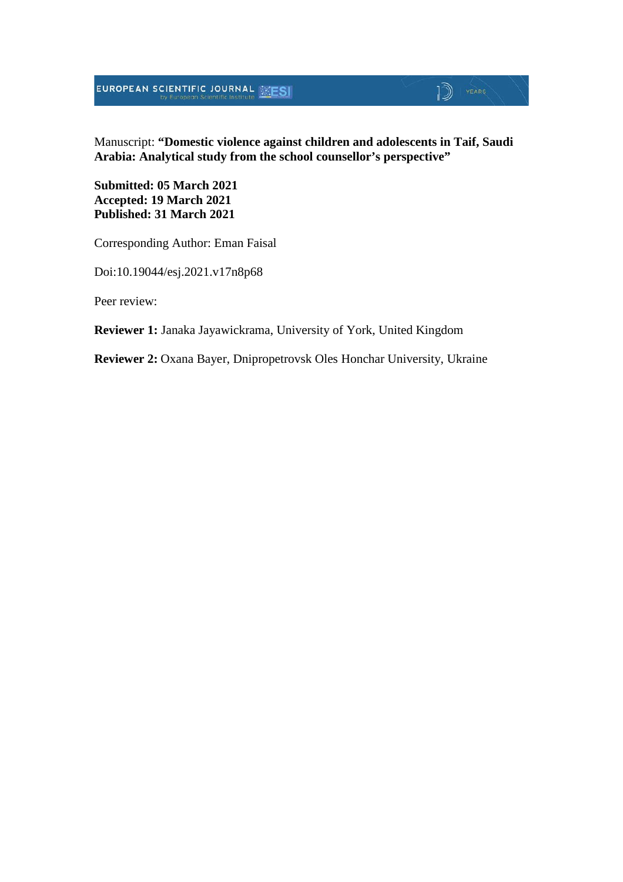Manuscript: **"Domestic violence against children and adolescents in Taif, Saudi Arabia: Analytical study from the school counsellor's perspective"**

**Submitted: 05 March 2021**
**Accepted: 19 March 2021**
**Published: 31 March 2021**

Corresponding Author: Eman Faisal

Doi:10.19044/esj.2021.v17n8p68

Peer review:

**Reviewer 1:** Janaka Jayawickrama, University of York, United Kingdom

**Reviewer 2:** Oxana Bayer, Dnipropetrovsk Oles Honchar University, Ukraine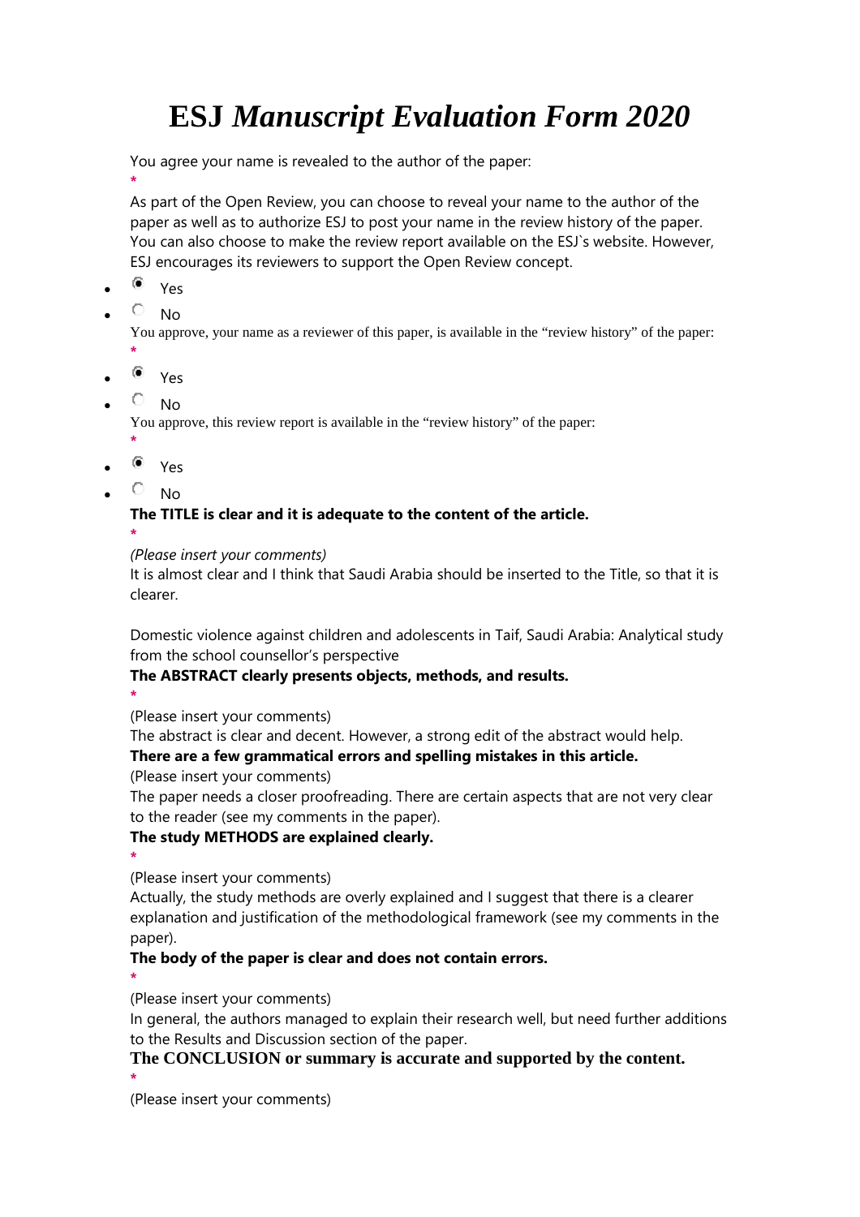# ESJ *Manuscript Evaluation Form 2020*

You agree your name is revealed to the author of the paper:

*

As part of the Open Review, you can choose to reveal your name to the author of the paper as well as to authorize ESJ to post your name in the review history of the paper. You can also choose to make the review report available on the ESJ`s website. However, ESJ encourages its reviewers to support the Open Review concept.

- (selected) Yes
- No

You approve, your name as a reviewer of this paper, is available in the "review history" of the paper:

*

- (selected) Yes
- No

You approve, this review report is available in the "review history" of the paper:

*

- (selected) Yes
- No

**The TITLE is clear and it is adequate to the content of the article.**

*

*(Please insert your comments)*

It is almost clear and I think that Saudi Arabia should be inserted to the Title, so that it is clearer.

Domestic violence against children and adolescents in Taif, Saudi Arabia: Analytical study from the school counsellor's perspective

**The ABSTRACT clearly presents objects, methods, and results.**

*

(Please insert your comments)

The abstract is clear and decent. However, a strong edit of the abstract would help.

**There are a few grammatical errors and spelling mistakes in this article.**

(Please insert your comments)

The paper needs a closer proofreading. There are certain aspects that are not very clear to the reader (see my comments in the paper).

**The study METHODS are explained clearly.**

*

(Please insert your comments)

Actually, the study methods are overly explained and I suggest that there is a clearer explanation and justification of the methodological framework (see my comments in the paper).

**The body of the paper is clear and does not contain errors.**

*

(Please insert your comments)

In general, the authors managed to explain their research well, but need further additions to the Results and Discussion section of the paper.

**The CONCLUSION or summary is accurate and supported by the content.**

*

(Please insert your comments)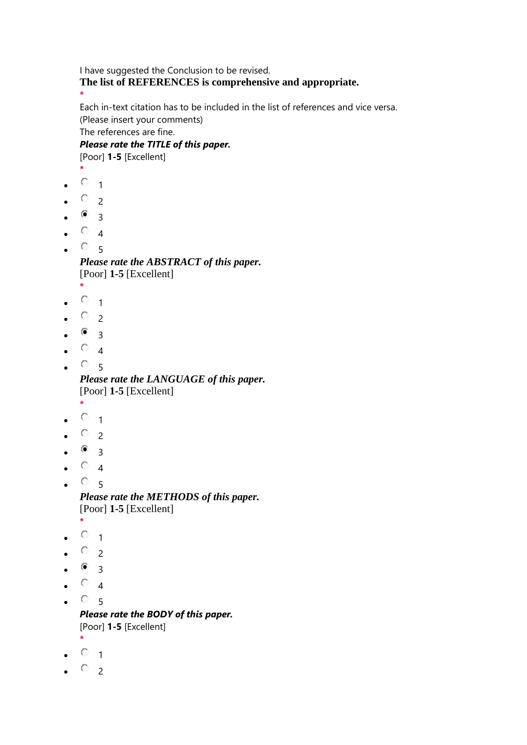I have suggested the Conclusion to be revised.

**The list of REFERENCES is comprehensive and appropriate.**

*

Each in-text citation has to be included in the list of references and vice versa.

(Please insert your comments)

The references are fine.

***Please rate the TITLE of this paper.***

[Poor] **1-5** [Excellent]

*

- ○ 1
- ○ 2
- ◉ 3
- ○ 4
- ○ 5

***Please rate the ABSTRACT of this paper.***

[Poor] **1-5** [Excellent]

*

- ○ 1
- ○ 2
- ◉ 3
- ○ 4
- ○ 5

***Please rate the LANGUAGE of this paper.***

[Poor] **1-5** [Excellent]

*

- ○ 1
- ○ 2
- ◉ 3
- ○ 4
- ○ 5

***Please rate the METHODS of this paper.***

[Poor] **1-5** [Excellent]

*

- ○ 1
- ○ 2
- ◉ 3
- ○ 4
- ○ 5

***Please rate the BODY of this paper.***

[Poor] **1-5** [Excellent]

*

- ○ 1
- ○ 2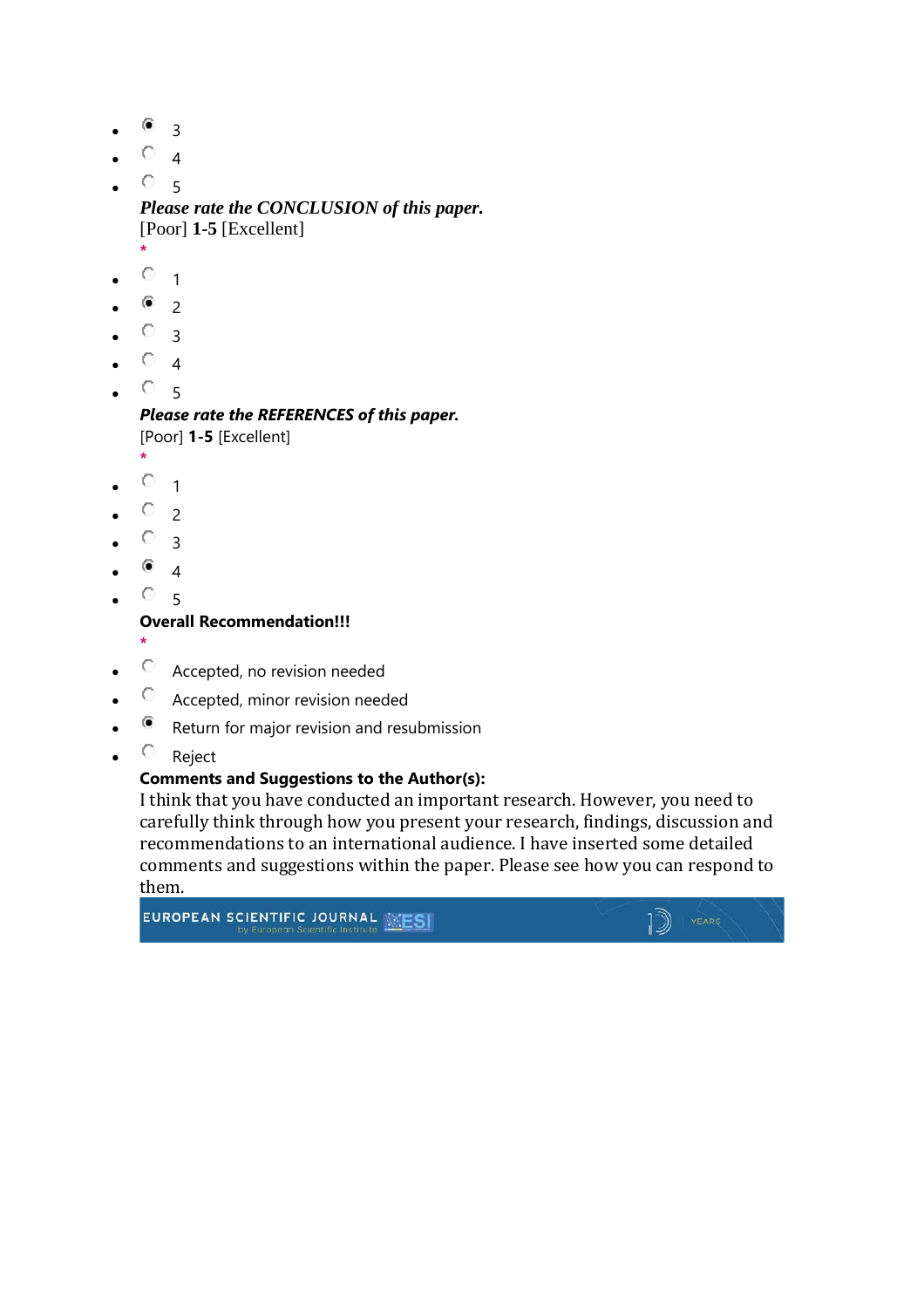- (•) 3
- ( ) 4
- ( ) 5

***Please rate the CONCLUSION of this paper.***
[Poor] **1-5** [Excellent]
*

- ( ) 1
- (•) 2
- ( ) 3
- ( ) 4
- ( ) 5

***Please rate the REFERENCES of this paper.***
[Poor] **1-5** [Excellent]
*

- ( ) 1
- ( ) 2
- ( ) 3
- (•) 4
- ( ) 5

**Overall Recommendation!!!**
*

- ( ) Accepted, no revision needed
- ( ) Accepted, minor revision needed
- (•) Return for major revision and resubmission
- ( ) Reject

**Comments and Suggestions to the Author(s):**
I think that you have conducted an important research. However, you need to carefully think through how you present your research, findings, discussion and recommendations to an international audience. I have inserted some detailed comments and suggestions within the paper. Please see how you can respond to them.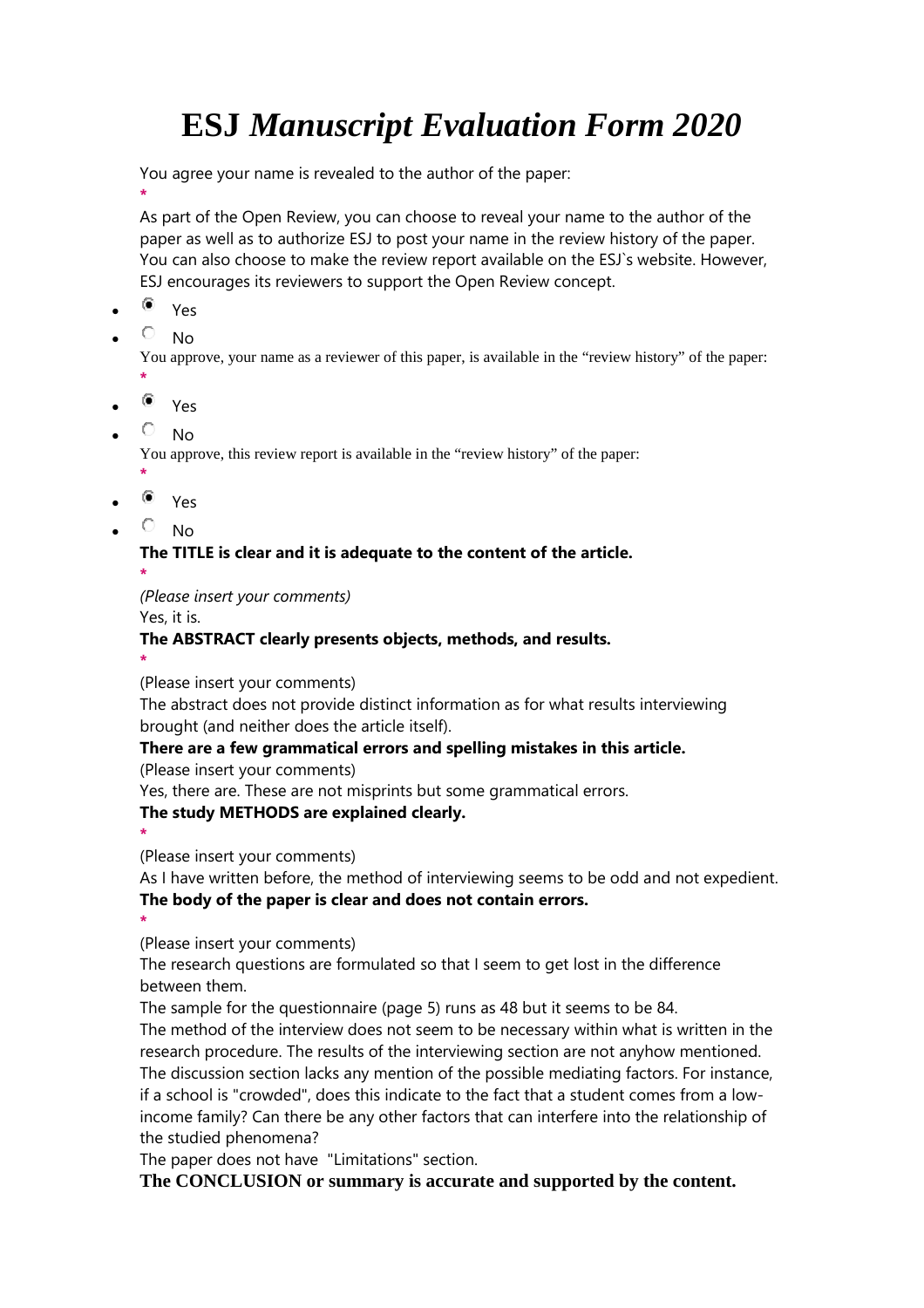# ESJ *Manuscript Evaluation Form 2020*

You agree your name is revealed to the author of the paper:

*

As part of the Open Review, you can choose to reveal your name to the author of the paper as well as to authorize ESJ to post your name in the review history of the paper. You can also choose to make the review report available on the ESJ`s website. However, ESJ encourages its reviewers to support the Open Review concept.

- ◉ Yes
- ○ No

You approve, your name as a reviewer of this paper, is available in the "review history" of the paper:

*

- ◉ Yes
- ○ No

You approve, this review report is available in the "review history" of the paper:

*

- ◉ Yes
- ○ No

**The TITLE is clear and it is adequate to the content of the article.**

*

*(Please insert your comments)*

Yes, it is.

**The ABSTRACT clearly presents objects, methods, and results.**

*

(Please insert your comments)

The abstract does not provide distinct information as for what results interviewing brought (and neither does the article itself).

**There are a few grammatical errors and spelling mistakes in this article.**

(Please insert your comments)

Yes, there are. These are not misprints but some grammatical errors.

**The study METHODS are explained clearly.**

*

(Please insert your comments)

As I have written before, the method of interviewing seems to be odd and not expedient.

**The body of the paper is clear and does not contain errors.**

*

(Please insert your comments)

The research questions are formulated so that I seem to get lost in the difference between them.

The sample for the questionnaire (page 5) runs as 48 but it seems to be 84.

The method of the interview does not seem to be necessary within what is written in the research procedure. The results of the interviewing section are not anyhow mentioned.

The discussion section lacks any mention of the possible mediating factors. For instance, if a school is "crowded", does this indicate to the fact that a student comes from a low-income family? Can there be any other factors that can interfere into the relationship of the studied phenomena?

The paper does not have "Limitations" section.

**The CONCLUSION or summary is accurate and supported by the content.**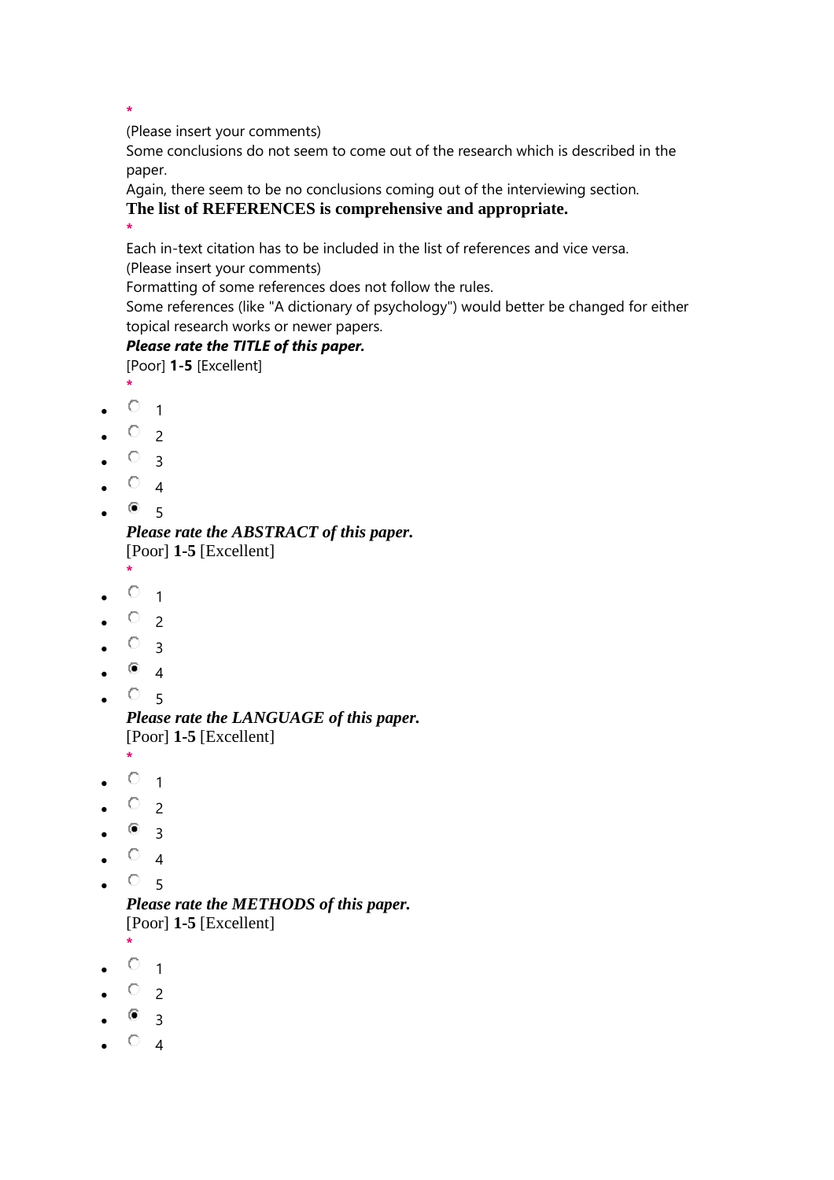*

(Please insert your comments)

Some conclusions do not seem to come out of the research which is described in the paper.

Again, there seem to be no conclusions coming out of the interviewing section.

**The list of REFERENCES is comprehensive and appropriate.**

*

Each in-text citation has to be included in the list of references and vice versa.

(Please insert your comments)

Formatting of some references does not follow the rules.

Some references (like "A dictionary of psychology") would better be changed for either topical research works or newer papers.

***Please rate the TITLE of this paper.***

[Poor] **1-5** [Excellent]

*

- ○ 1
- ○ 2
- ○ 3
- ○ 4
- ◉ 5

***Please rate the ABSTRACT of this paper.***

[Poor] **1-5** [Excellent]

*

- ○ 1
- ○ 2
- ○ 3
- ◉ 4
- ○ 5

***Please rate the LANGUAGE of this paper.***

[Poor] **1-5** [Excellent]

*

- ○ 1
- ○ 2
- ◉ 3
- ○ 4
- ○ 5

***Please rate the METHODS of this paper.***

[Poor] **1-5** [Excellent]

*

- ○ 1
- ○ 2
- ◉ 3
- ○ 4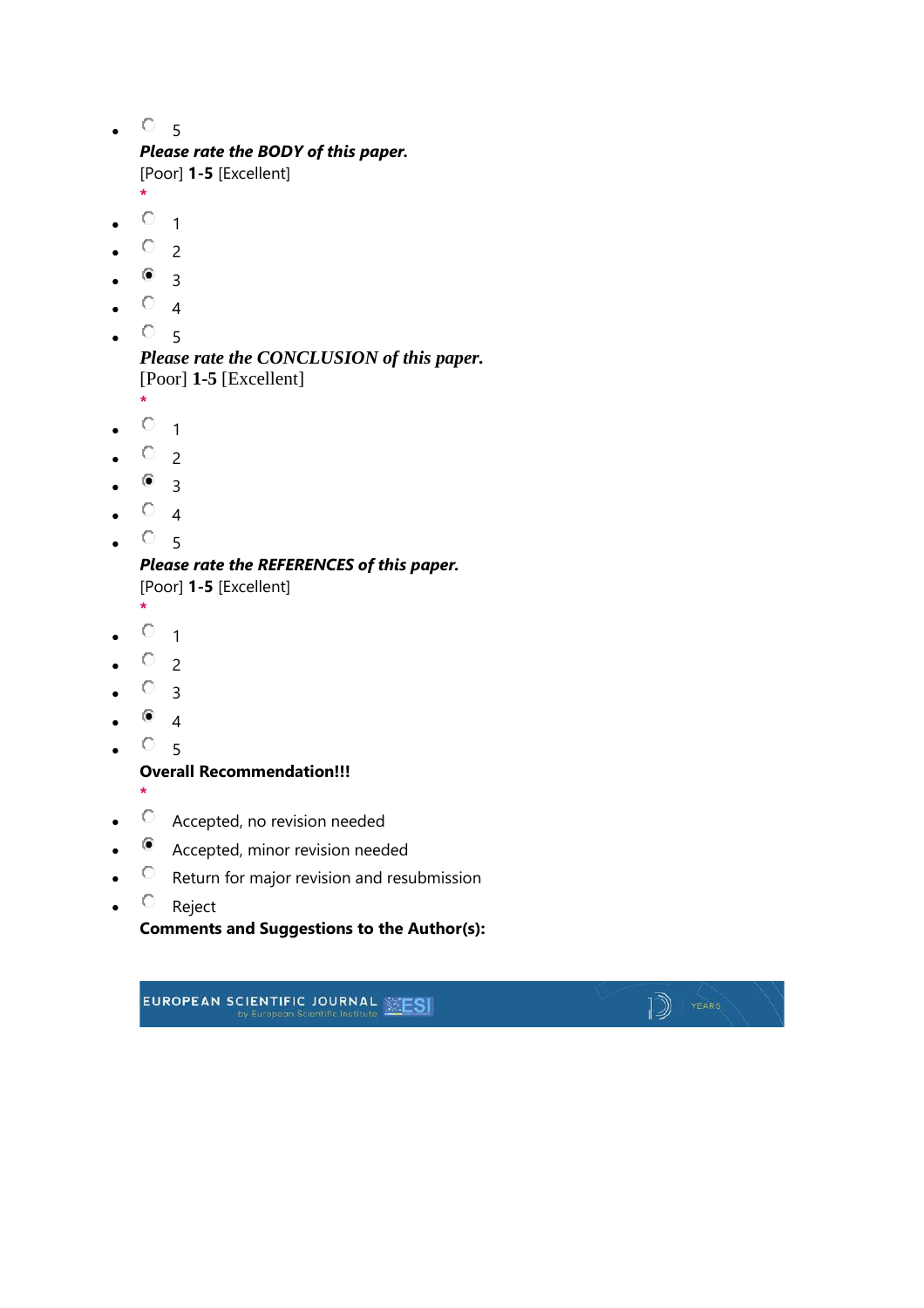- ○ 5

***Please rate the BODY of this paper.***
[Poor] **1-5** [Excellent]
*

- ○ 1
- ○ 2
- ◉ 3
- ○ 4
- ○ 5

***Please rate the CONCLUSION of this paper.***
[Poor] **1-5** [Excellent]
*

- ○ 1
- ○ 2
- ◉ 3
- ○ 4
- ○ 5

***Please rate the REFERENCES of this paper.***
[Poor] **1-5** [Excellent]
*

- ○ 1
- ○ 2
- ○ 3
- ◉ 4
- ○ 5

**Overall Recommendation!!!**
*

- ○ Accepted, no revision needed
- ◉ Accepted, minor revision needed
- ○ Return for major revision and resubmission
- ○ Reject

**Comments and Suggestions to the Author(s):**